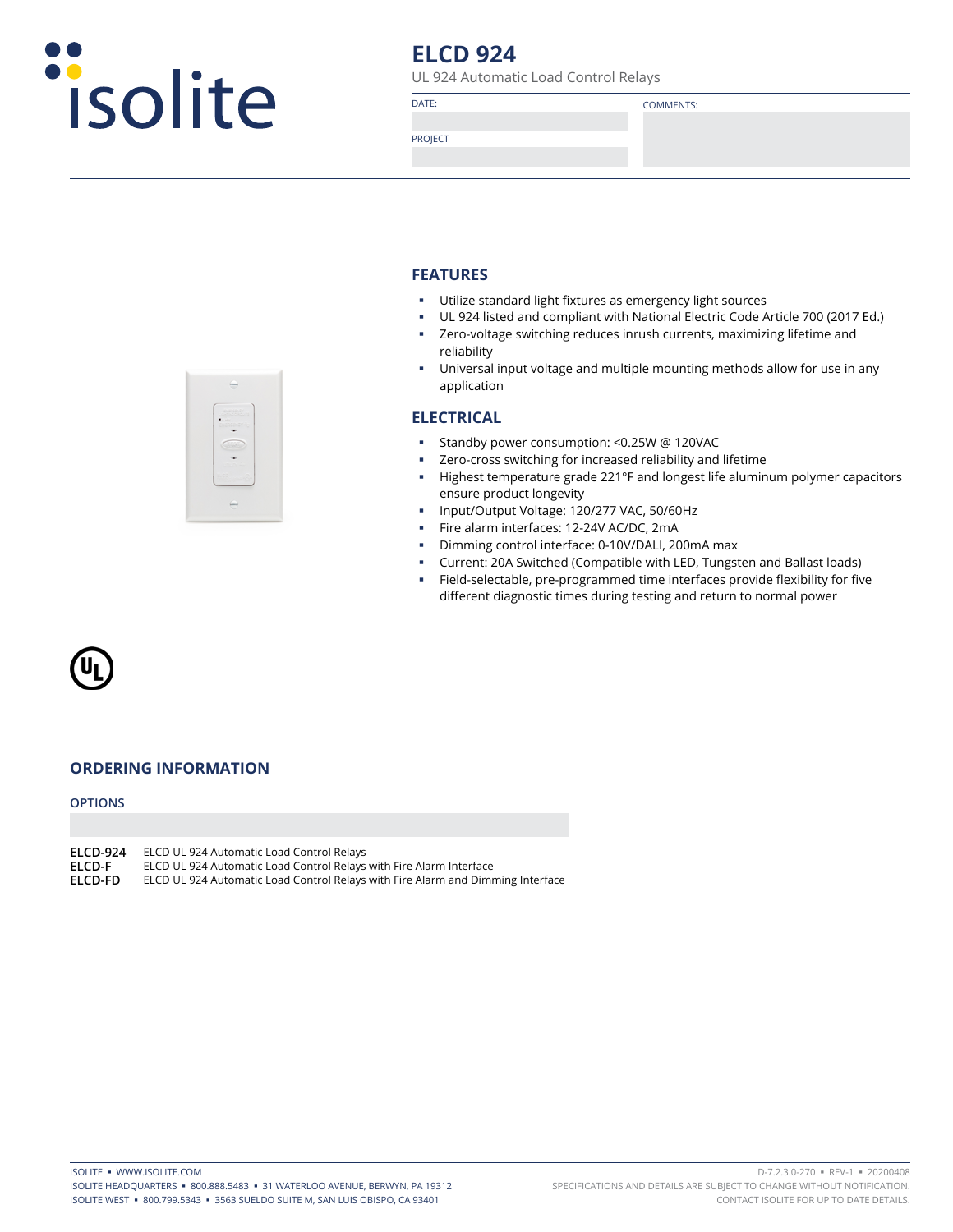isolite

# ELCD 924

UL 924 Automatic Load Control Relays

DATE:

PROJECT

COMMENTS:

## FEATURES

- Utilize standard light fixtures as emergency light sources
- UL 924 listed and compliant with National Electric Code Article 700 (2017 Ed.)
- Zero-voltage switching reduces inrush currents, maximizing lifetime and reliability
- Universal input voltage and multiple mounting methods allow for use in any application

## ELECTRICAL

- Standby power consumption: <0.25W @ 120VAC
- Zero-cross switching for increased reliability and lifetime
- Highest temperature grade 221°F and longest life aluminum polymer capacitors ensure product longevity
- Input/Output Voltage: 120/277 VAC, 50/60Hz
- Fire alarm interfaces: 12-24V AC/DC, 2mA
- Dimming control interface: 0-10V/DALI, 200mA max
- Current: 20A Switched (Compatible with LED, Tungsten and Ballast loads)
- Field-selectable, pre-programmed time interfaces provide flexibility for five different diagnostic times during testing and return to normal power

## ORDERING INFORMATION

### OPTIONS

| | |
|---|---|
| **ELCD-924** | ELCD UL 924 Automatic Load Control Relays |
| **ELCD-F** | ELCD UL 924 Automatic Load Control Relays with Fire Alarm Interface |
| **ELCD-FD** | ELCD UL 924 Automatic Load Control Relays with Fire Alarm and Dimming Interface |

ISOLITE ▪ WWW.ISOLITE.COM
ISOLITE HEADQUARTERS ▪ 800.888.5483 ▪ 31 WATERLOO AVENUE, BERWYN, PA 19312
ISOLITE WEST ▪ 800.799.5343 ▪ 3563 SUELDO SUITE M, SAN LUIS OBISPO, CA 93401

D-7.2.3.0-270 ▪ REV-1 ▪ 20200408
SPECIFICATIONS AND DETAILS ARE SUBJECT TO CHANGE WITHOUT NOTIFICATION.
CONTACT ISOLITE FOR UP TO DATE DETAILS.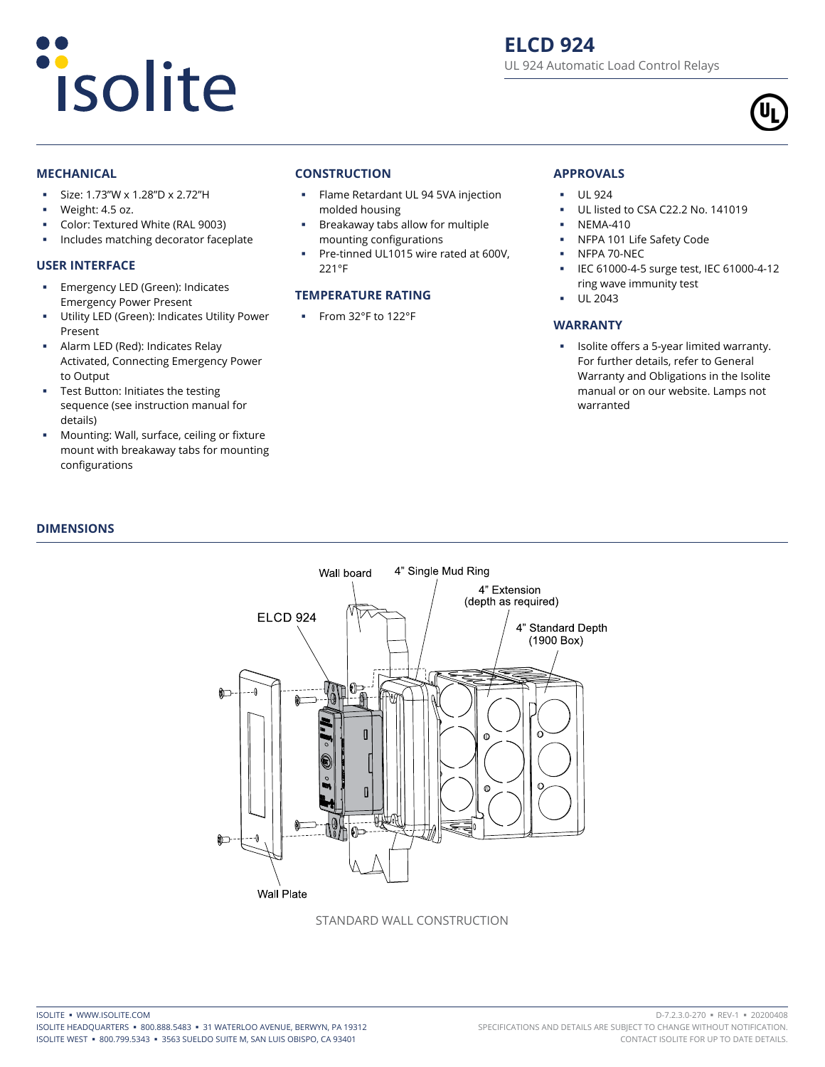# ELCD 924

UL 924 Automatic Load Control Relays

## MECHANICAL

- Size: 1.73"W x 1.28"D x 2.72"H
- Weight: 4.5 oz.
- Color: Textured White (RAL 9003)
- Includes matching decorator faceplate

## USER INTERFACE

- Emergency LED (Green): Indicates Emergency Power Present
- Utility LED (Green): Indicates Utility Power Present
- Alarm LED (Red): Indicates Relay Activated, Connecting Emergency Power to Output
- Test Button: Initiates the testing sequence (see instruction manual for details)
- Mounting: Wall, surface, ceiling or fixture mount with breakaway tabs for mounting configurations

## CONSTRUCTION

- Flame Retardant UL 94 5VA injection molded housing
- Breakaway tabs allow for multiple mounting configurations
- Pre-tinned UL1015 wire rated at 600V, 221°F

## TEMPERATURE RATING

- From 32°F to 122°F

## APPROVALS

- UL 924
- UL listed to CSA C22.2 No. 141019
- NEMA-410
- NFPA 101 Life Safety Code
- NFPA 70-NEC
- IEC 61000-4-5 surge test, IEC 61000-4-12 ring wave immunity test
- UL 2043

## WARRANTY

- Isolite offers a 5-year limited warranty. For further details, refer to General Warranty and Obligations in the Isolite manual or on our website. Lamps not warranted

## DIMENSIONS

Wall board

4" Single Mud Ring

4" Extension (depth as required)

ELCD 924

4" Standard Depth (1900 Box)

Wall Plate

STANDARD WALL CONSTRUCTION

ISOLITE ▪ WWW.ISOLITE.COM
ISOLITE HEADQUARTERS ▪ 800.888.5483 ▪ 31 WATERLOO AVENUE, BERWYN, PA 19312
ISOLITE WEST ▪ 800.799.5343 ▪ 3563 SUELDO SUITE M, SAN LUIS OBISPO, CA 93401

D-7.2.3.0-270 ▪ REV-1 ▪ 20200408
SPECIFICATIONS AND DETAILS ARE SUBJECT TO CHANGE WITHOUT NOTIFICATION.
CONTACT ISOLITE FOR UP TO DATE DETAILS.